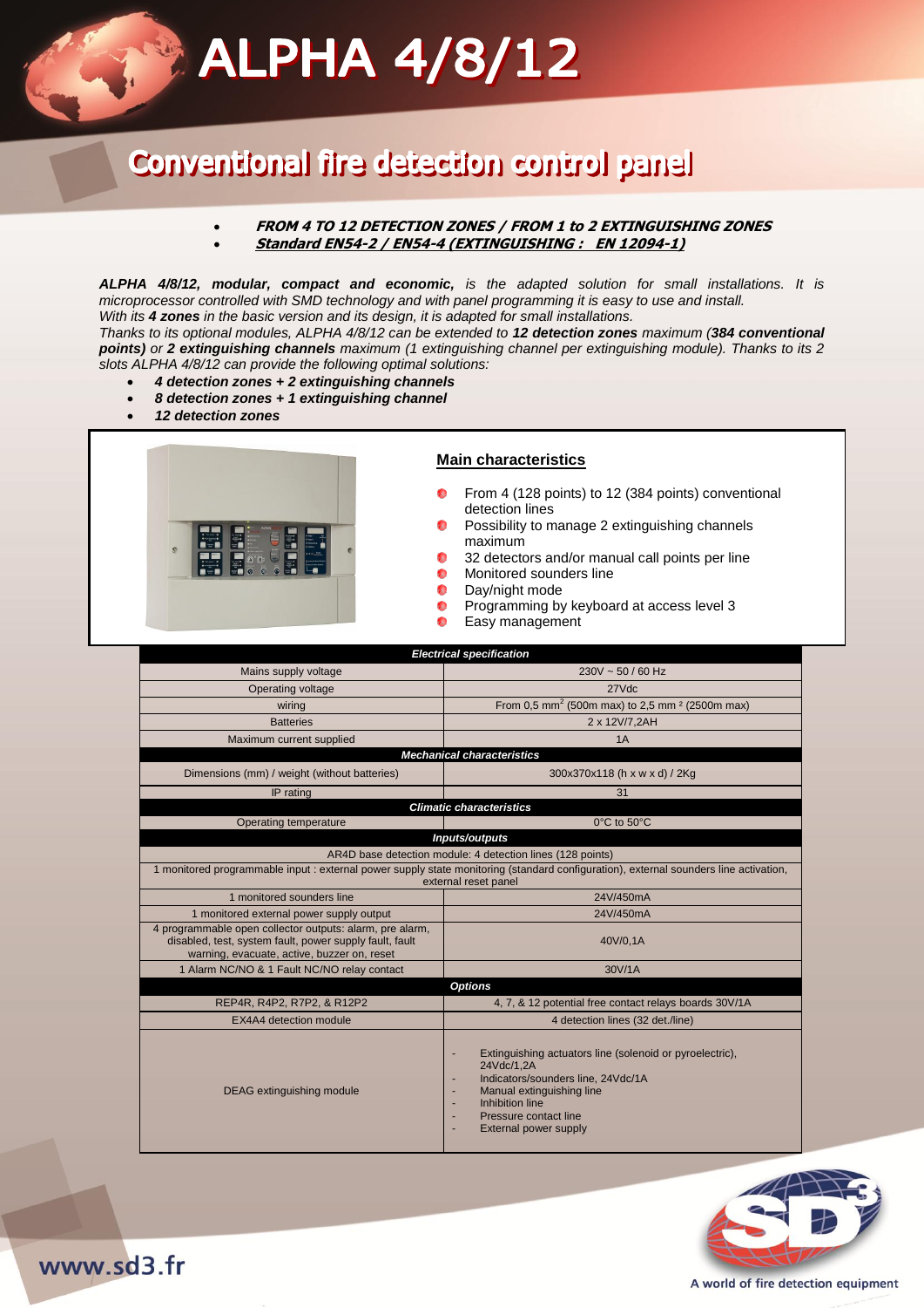# ALPHA 4/8/12

## Conventional fire detection control panel

- ***FROM 4 TO 12 DETECTION ZONES / FROM 1 to 2 EXTINGUISHING ZONES***
- ***Standard EN54-2 / EN54-4 (EXTINGUISHING : EN 12094-1)***

***ALPHA 4/8/12, modular, compact and economic,*** *is the adapted solution for small installations. It is microprocessor controlled with SMD technology and with panel programming it is easy to use and install.*
*With its **4 zones** in the basic version and its design, it is adapted for small installations.*
*Thanks to its optional modules, ALPHA 4/8/12 can be extended to **12 detection zones** maximum (**384 conventional points)** or **2 extinguishing channels** maximum (1 extinguishing channel per extinguishing module). Thanks to its 2 slots ALPHA 4/8/12 can provide the following optimal solutions:*

- ***4 detection zones + 2 extinguishing channels***
- ***8 detection zones + 1 extinguishing channel***
- ***12 detection zones***

### Main characteristics

- From 4 (128 points) to 12 (384 points) conventional detection lines
- Possibility to manage 2 extinguishing channels maximum
- 32 detectors and/or manual call points per line
- Monitored sounders line
- Day/night mode
- Programming by keyboard at access level 3
- Easy management

| ***Electrical specification*** | |
|---|---|
| Mains supply voltage | 230V ~ 50 / 60 Hz |
| Operating voltage | 27Vdc |
| wiring | From 0,5 $mm^2$ (500m max) to 2,5 $mm^2$ (2500m max) |
| Batteries | 2 x 12V/7,2AH |
| Maximum current supplied | 1A |
| ***Mechanical characteristics*** | |
| Dimensions (mm) / weight (without batteries) | 300x370x118 (h x w x d) / 2Kg |
| IP rating | 31 |
| ***Climatic characteristics*** | |
| Operating temperature | 0°C to 50°C |
| ***Inputs/outputs*** | |
| AR4D base detection module: 4 detection lines (128 points) | |
| 1 monitored programmable input : external power supply state monitoring (standard configuration), external sounders line activation, external reset panel | |
| 1 monitored sounders line | 24V/450mA |
| 1 monitored external power supply output | 24V/450mA |
| 4 programmable open collector outputs: alarm, pre alarm, disabled, test, system fault, power supply fault, fault warning, evacuate, active, buzzer on, reset | 40V/0,1A |
| 1 Alarm NC/NO & 1 Fault NC/NO relay contact | 30V/1A |
| ***Options*** | |
| REP4R, R4P2, R7P2, & R12P2 | 4, 7, & 12 potential free contact relays boards 30V/1A |
| EX4A4 detection module | 4 detection lines (32 det./line) |
| DEAG extinguishing module | - Extinguishing actuators line (solenoid or pyroelectric), 24Vdc/1,2A<br>- Indicators/sounders line, 24Vdc/1A<br>- Manual extinguishing line<br>- Inhibition line<br>- Pressure contact line<br>- External power supply |

www.sd3.fr

A world of fire detection equipment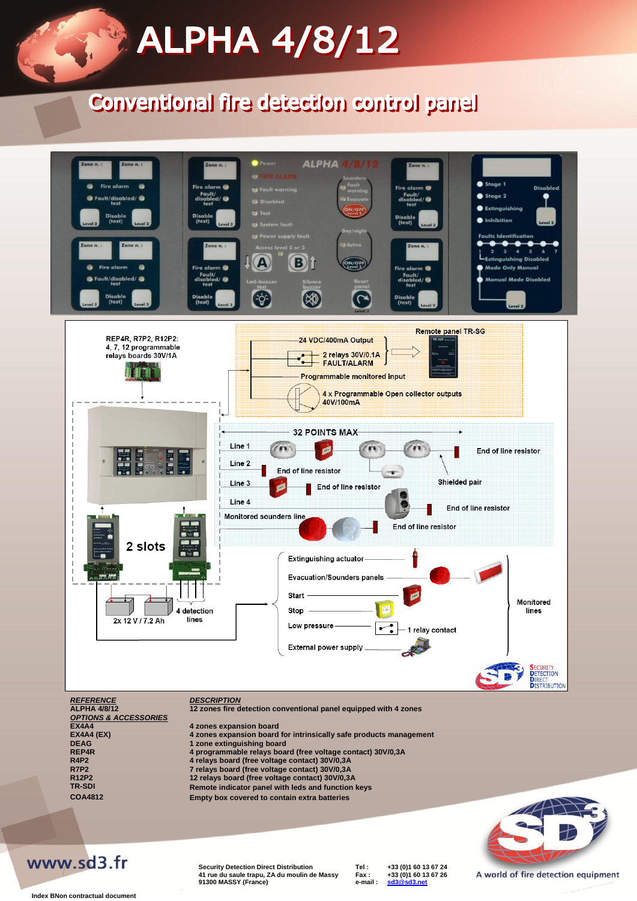# ALPHA 4/8/12

## Conventional fire detection control panel

REP4R, R7P2, R12P2:
4, 7, 12 programmable relays boards 30V/1A

Remote panel TR-SG

24 VDC/400mA Output

2 relays 30V/0.1A FAULT/ALARM

Programmable monitored input

4 x Programmable Open collector outputs 40V/100mA

32 POINTS MAX

Line 1

End of line resistor

Line 2

End of line resistor

Shielded pair

Line 3

End of line resistor

Line 4

End of line resistor

Monitored sounders line

End of line resistor

2 slots

2x 12 V / 7.2 Ah

4 detection lines

Extinguishing actuator

Evacuation/Sounders panels

Start

Stop

Low pressure

1 relay contact

External power supply

Monitored lines

| REFERENCE | DESCRIPTION |
|---|---|
| ALPHA 4/8/12 | 12 zones fire detection conventional panel equipped with 4 zones |
| ***OPTIONS & ACCESSORIES*** | |
| EX4A4 | 4 zones expansion board |
| EX4A4 (EX) | 4 zones expansion board for intrinsically safe products management |
| DEAG | 1 zone extinguishing board |
| REP4R | 4 programmable relays board (free voltage contact) 30V/0,3A |
| R4P2 | 4 relays board (free voltage contact) 30V/0,3A |
| R7P2 | 7 relays board (free voltage contact) 30V/0,3A |
| R12P2 | 12 relays board (free voltage contact) 30V/0,3A |
| TR-SDI | Remote indicator panel with leds and function keys |
| COA4812 | Empty box covered to contain extra batteries |

www.sd3.fr

Security Detection Direct Distribution
41 rue du saule trapu, ZA du moulin de Massy
91300 MASSY (France)

Tel : +33 (0)1 60 13 67 24
Fax : +33 (0)1 60 13 67 26
e-mail : sd3@sd3.net

A world of fire detection equipment

Index BNon contractual document